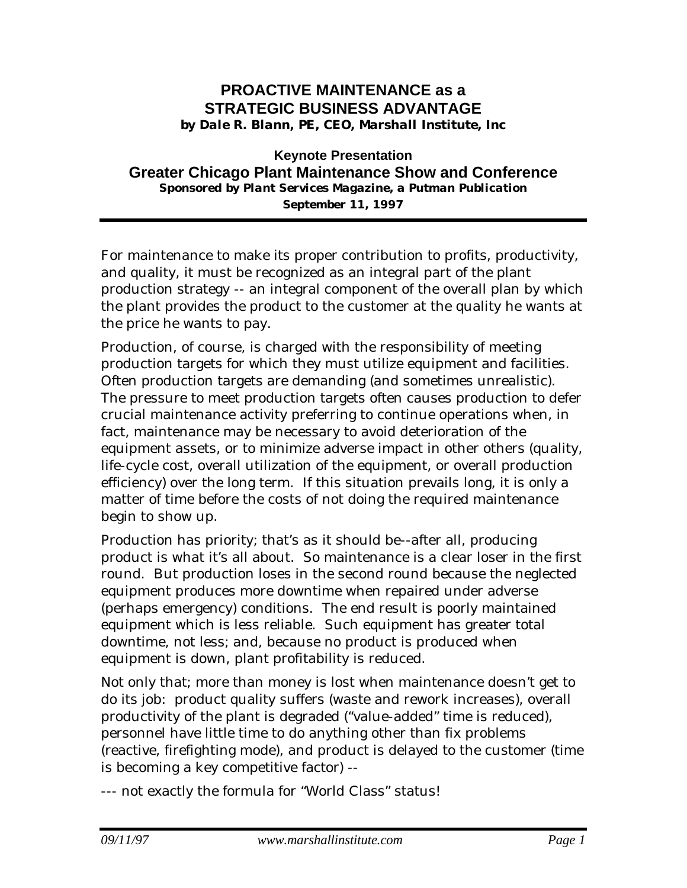# PROACTIVE MAINTENANCE as a STRATEGIC BUSINESS ADVANTAGE

***by Dale R. Blann, PE, CEO, Marshall Institute, Inc***

**Keynote Presentation**

## Greater Chicago Plant Maintenance Show and Conference

***Sponsored by Plant Services Magazine, a Putman Publication***

***September 11, 1997***

---

For maintenance to make its proper contribution to profits, productivity, and quality, it must be recognized as an integral part of the plant production strategy -- an integral component of the overall plan by which the plant provides the product to the customer at the quality he wants at the price he wants to pay.

Production, of course, is charged with the responsibility of meeting production targets for which they must utilize equipment and facilities. Often production targets are demanding (and sometimes unrealistic). The pressure to meet production targets often causes production to defer crucial maintenance activity preferring to continue operations when, in fact, maintenance may be necessary to avoid deterioration of the equipment assets, or to minimize adverse impact in other others (quality, life-cycle cost, overall utilization of the equipment, or overall production efficiency) over the long term. If this situation prevails long, it is only a matter of time before the costs of not doing the required maintenance begin to show up.

Production has priority; that's as it should be--after all, producing product is what it's all about. So maintenance is a clear loser in the first round. But production loses in the second round because the neglected equipment produces more downtime when repaired under adverse (perhaps emergency) conditions. The end result is poorly maintained equipment which is less reliable. Such equipment has greater total downtime, not less; and, because no product is produced when equipment is down, plant profitability is reduced.

Not only that; more than money is lost when maintenance doesn't get to do its job: product quality suffers (waste and rework increases), overall productivity of the plant is degraded ("value-added" time is reduced), personnel have little time to do anything other than fix problems (reactive, firefighting mode), and product is delayed to the customer (time is becoming a key competitive factor) --

--- not exactly the formula for "World Class" status!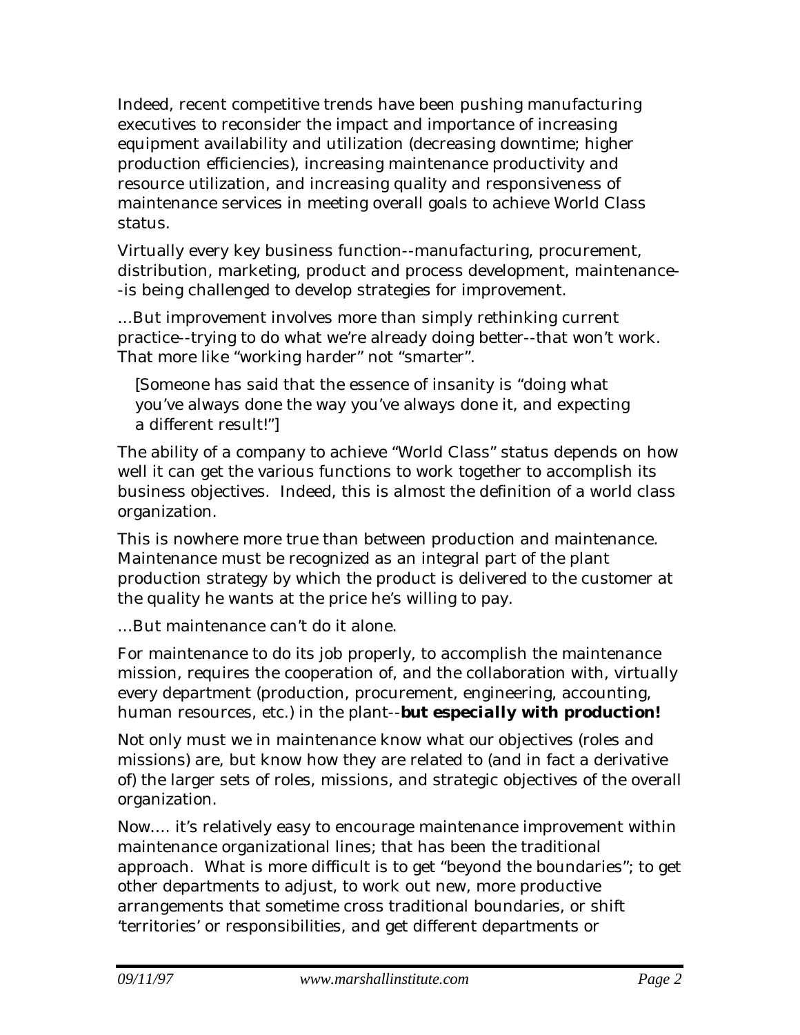Indeed, recent competitive trends have been pushing manufacturing executives to reconsider the impact and importance of increasing equipment availability and utilization (decreasing downtime; higher production efficiencies), increasing maintenance productivity and resource utilization, and increasing quality and responsiveness of maintenance services in meeting overall goals to achieve World Class status.

Virtually every key business function--manufacturing, procurement, distribution, marketing, product and process development, maintenance--is being challenged to develop strategies for improvement.

…But improvement involves more than simply rethinking current practice--trying to do what we're already doing better--that won't work. That more like "working harder" not "smarter".

> [Someone has said that the essence of insanity is "doing what you've always done the way you've always done it, and expecting a different result!"]

The ability of a company to achieve "World Class" status depends on how well it can get the various functions to work together to accomplish its business objectives. Indeed, this is almost the definition of a world class organization.

This is nowhere more true than between production and maintenance. Maintenance must be recognized as an integral part of the plant production strategy by which the product is delivered to the customer at the quality he wants at the price he's willing to pay.

…But maintenance can't do it alone.

For maintenance to do its job properly, to accomplish the maintenance mission, requires the cooperation of, and the collaboration with, virtually every department (production, procurement, engineering, accounting, human resources, etc.) in the plant--***but especially with production!***

Not only must we in maintenance know what our objectives (roles and missions) are, but know how they are related to (and in fact a derivative of) the larger sets of roles, missions, and strategic objectives of the overall organization.

Now…. it's relatively easy to encourage maintenance improvement within maintenance organizational lines; that has been the traditional approach. What is more difficult is to get "beyond the boundaries"; to get other departments to adjust, to work out new, more productive arrangements that sometime cross traditional boundaries, or shift 'territories' or responsibilities, and get different departments or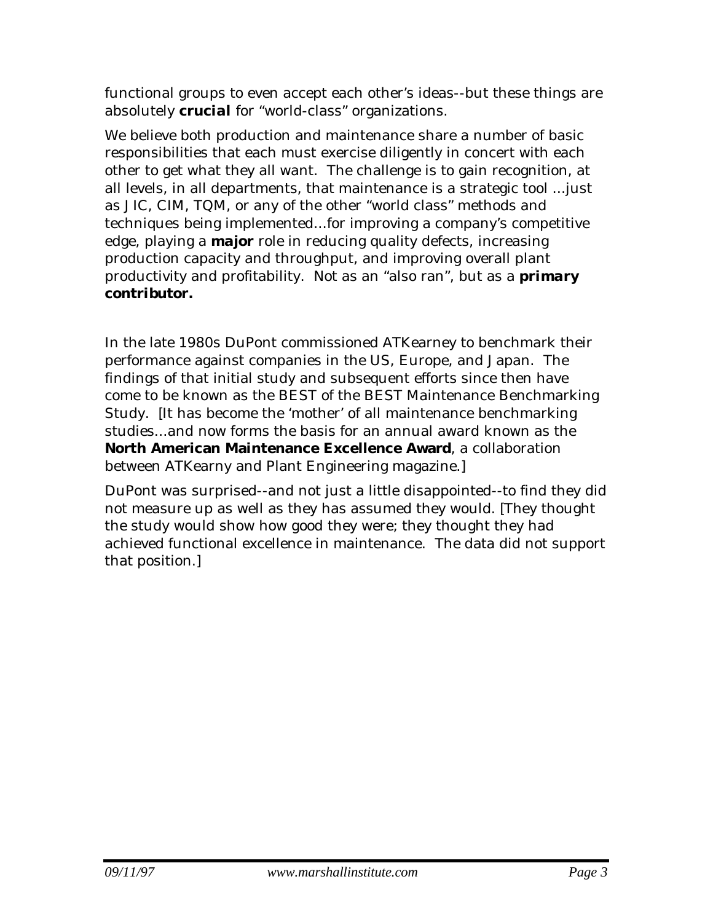functional groups to even accept each other's ideas--but these things are absolutely **crucial** for "world-class" organizations.

We believe both production and maintenance share a number of basic responsibilities that each must exercise diligently in concert with each other to get what they all want. The challenge is to gain recognition, at all levels, in all departments, that maintenance is a strategic tool ...just as JIC, CIM, TQM, or any of the other "world class" methods and techniques being implemented...for improving a company's competitive edge, playing a **major** role in reducing quality defects, increasing production capacity and throughput, and improving overall plant productivity and profitability. Not as an "also ran", but as a ***primary contributor.***

In the late 1980s DuPont commissioned ATKearney to benchmark their performance against companies in the US, Europe, and Japan. The findings of that initial study and subsequent efforts since then have come to be known as the BEST of the BEST Maintenance Benchmarking Study. [It has become the 'mother' of all maintenance benchmarking studies...and now forms the basis for an annual award known as the **North American Maintenance Excellence Award**, a collaboration between ATKearny and Plant Engineering magazine.]

DuPont was surprised--and not just a little disappointed--to find they did not measure up as well as they has assumed they would. [They thought the study would show how good they were; they thought they had achieved functional excellence in maintenance. The data did not support that position.]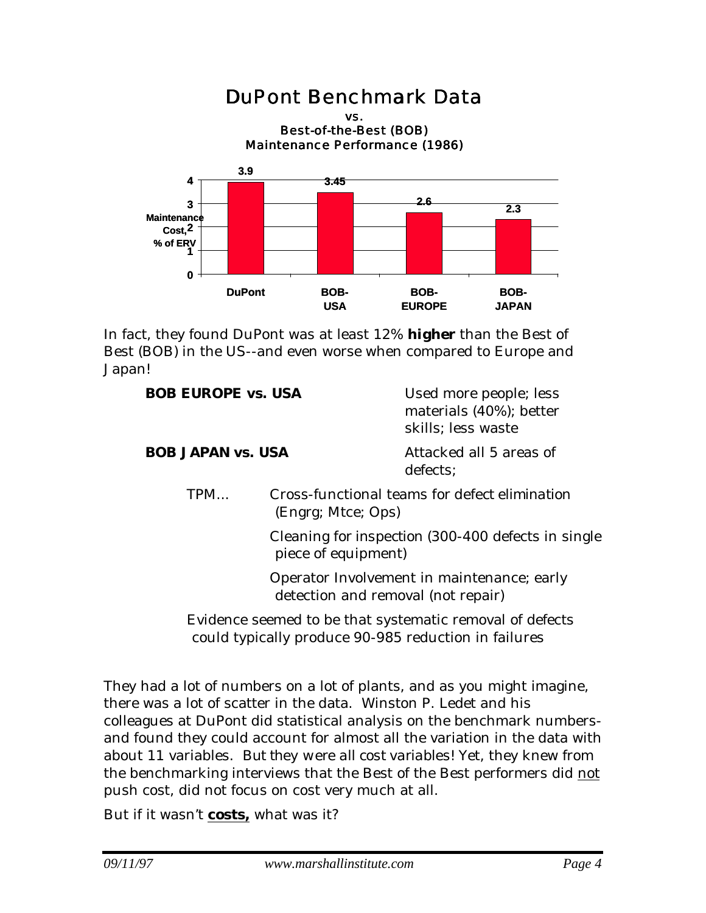## DuPont Benchmark Data

vs.
Best-of-the-Best (BOB)
Maintenance Performance (1986)

| | DuPont | BOB-USA | BOB-EUROPE | BOB-JAPAN |
|---|---|---|---|---|
| Maintenance Cost, % of ERV | 3.9 | 3.45 | 2.6 | 2.3 |

In fact, they found DuPont was at least 12% **higher** than the Best of Best (BOB) in the US--and even worse when compared to Europe and Japan!

**BOB EUROPE vs. USA** — Used more people; less materials (40%); better skills; less waste

**BOB JAPAN vs. USA** — Attacked all 5 areas of defects;

TPM… Cross-functional teams for defect elimination (Engrg; Mtce; Ops)

Cleaning for inspection (300-400 defects in single piece of equipment)

Operator Involvement in maintenance; early detection and removal (not repair)

Evidence seemed to be that systematic removal of defects could typically produce 90-985 reduction in failures

They had a lot of numbers on a lot of plants, and as you might imagine, there was a lot of scatter in the data. Winston P. Ledet and his colleagues at DuPont did statistical analysis on the benchmark numbers-and found they could account for almost all the variation in the data with about 11 variables. But they were all cost variables! Yet, they knew from the benchmarking interviews that the Best of the Best performers did <u>not</u> push cost, did not focus on cost very much at all.

But if it wasn't **<u>costs,</u>** what was it?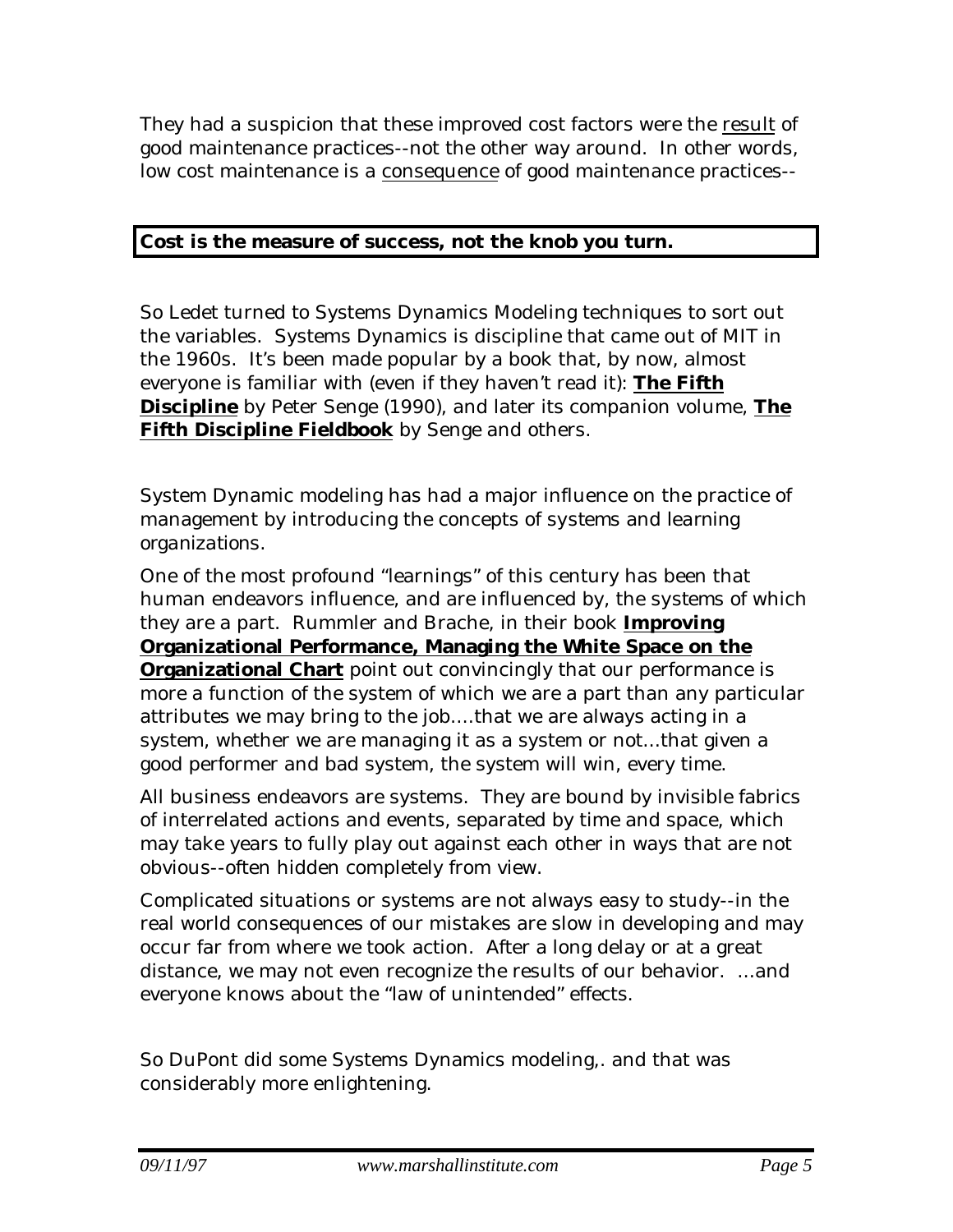They had a suspicion that these improved cost factors were the <u>result</u> of good maintenance practices--not the other way around. In other words, low cost maintenance is a <u>consequence</u> of good maintenance practices--

**Cost is the measure of success, not the knob you turn.**

So Ledet turned to Systems Dynamics Modeling techniques to sort out the variables. Systems Dynamics is discipline that came out of MIT in the 1960s. It's been made popular by a book that, by now, almost everyone is familiar with (even if they haven't read it): **<u>The Fifth Discipline</u>** by Peter Senge (1990), and later its companion volume, **<u>The Fifth Discipline Fieldbook</u>** by Senge and others.

System Dynamic modeling has had a major influence on the practice of management by introducing the concepts of systems and learning organizations.

One of the most profound "learnings" of this century has been that human endeavors influence, and are influenced by, the systems of which they are a part. Rummler and Brache, in their book **<u>Improving Organizational Performance, Managing the White Space on the Organizational Chart</u>** point out convincingly that our performance is more a function of the system of which we are a part than any particular attributes we may bring to the job....that we are always acting in a system, whether we are managing it as a system or not...that given a good performer and bad system, the system will win, every time.

All business endeavors are systems. They are bound by invisible fabrics of interrelated actions and events, separated by time and space, which may take years to fully play out against each other in ways that are not obvious--often hidden completely from view.

Complicated situations or systems are not always easy to study--in the real world consequences of our mistakes are slow in developing and may occur far from where we took action. After a long delay or at a great distance, we may not even recognize the results of our behavior. ...and everyone knows about the "law of unintended" effects.

So DuPont did some Systems Dynamics modeling,. and that was considerably more enlightening.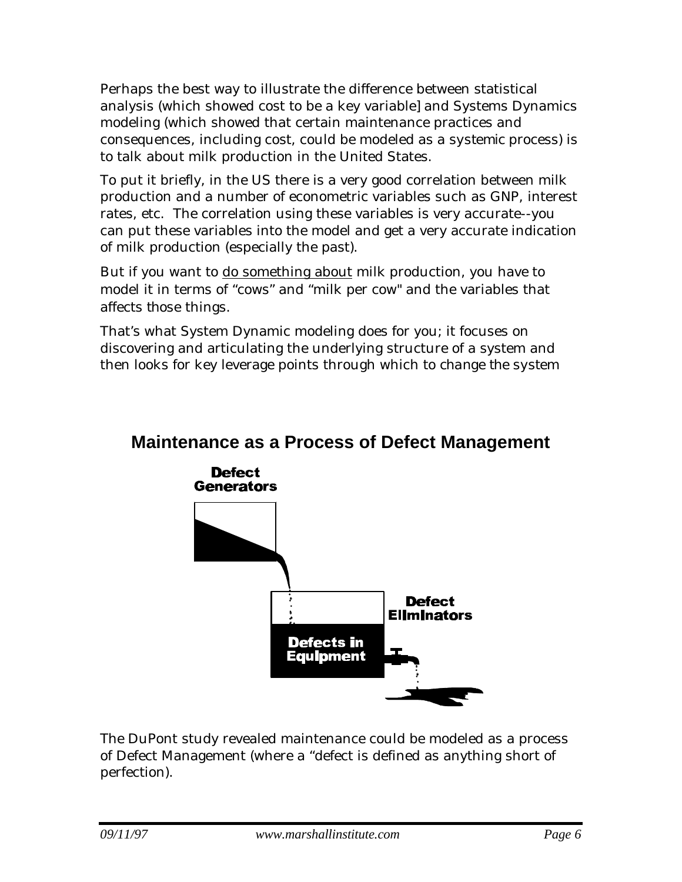Perhaps the best way to illustrate the difference between statistical analysis (which showed cost to be a key variable] and Systems Dynamics modeling (which showed that certain maintenance practices and consequences, including cost, could be modeled as a systemic process) is to talk about milk production in the United States.

To put it briefly, in the US there is a very good correlation between milk production and a number of econometric variables such as GNP, interest rates, etc. The correlation using these variables is very accurate--you can put these variables into the model and get a very accurate indication of milk production (especially the past).

But if you want to do something about milk production, you have to model it in terms of "cows" and "milk per cow" and the variables that affects those things.

That's what System Dynamic modeling does for you; it focuses on discovering and articulating the underlying structure of a system and then looks for key leverage points through which to change the system

## Maintenance as a Process of Defect Management

Defect Generators

Defects in Equipment

Defect Eliminators

The DuPont study revealed maintenance could be modeled as a process of Defect Management (where a "defect is defined as anything short of perfection).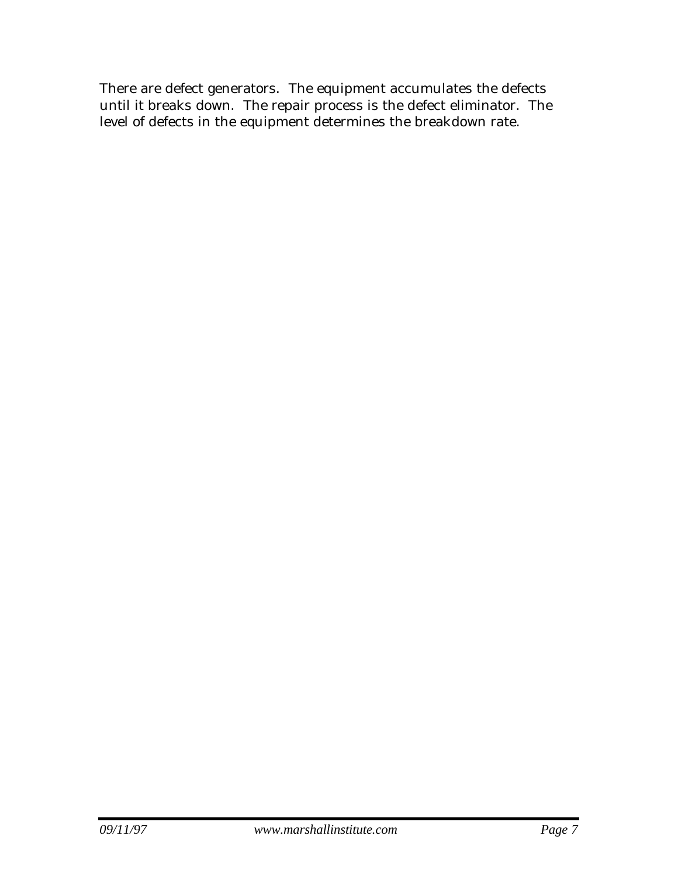There are defect generators. The equipment accumulates the defects until it breaks down. The repair process is the defect eliminator. The level of defects in the equipment determines the breakdown rate.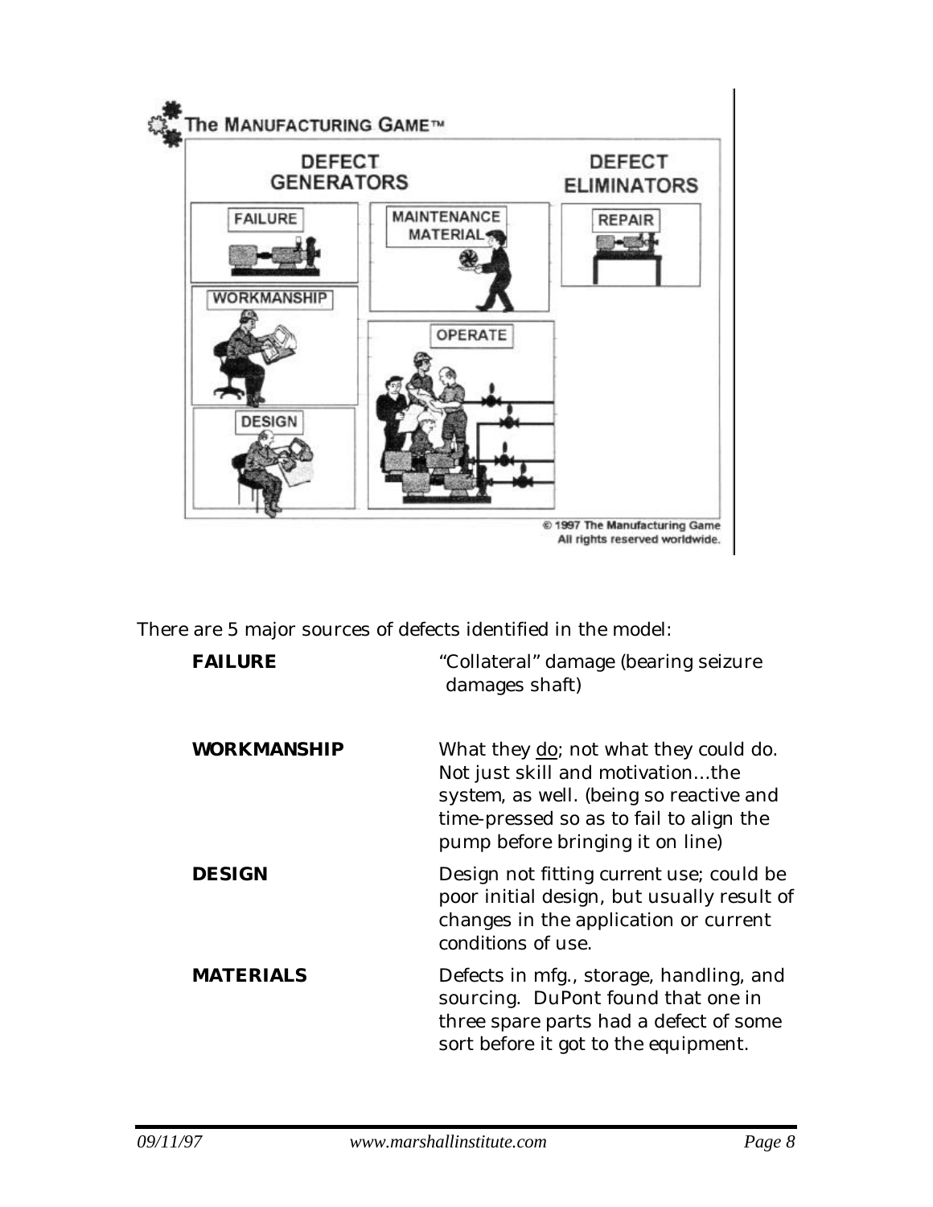There are 5 major sources of defects identified in the model:

| | |
|---|---|
| **FAILURE** | "Collateral" damage (bearing seizure damages shaft) |
| **WORKMANSHIP** | What they <u>do</u>; not what they could do. Not just skill and motivation…the system, as well. (being so reactive and time-pressed so as to fail to align the pump before bringing it on line) |
| **DESIGN** | Design not fitting current use; could be poor initial design, but usually result of changes in the application or current conditions of use. |
| **MATERIALS** | Defects in mfg., storage, handling, and sourcing. DuPont found that one in three spare parts had a defect of some sort before it got to the equipment. |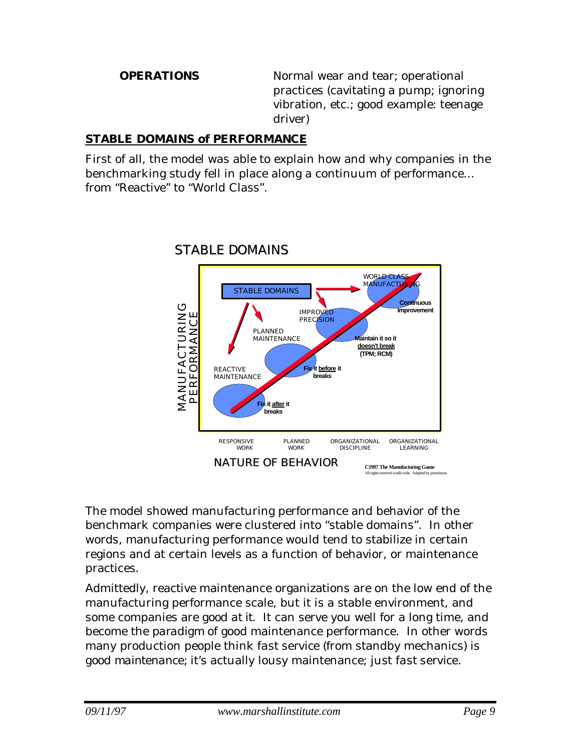**OPERATIONS** Normal wear and tear; operational practices (cavitating a pump; ignoring vibration, etc.; good example: teenage driver)

## STABLE DOMAINS of PERFORMANCE

First of all, the model was able to explain how and why companies in the benchmarking study fell in place along a continuum of performance… from "Reactive" to "World Class".

STABLE DOMAINS

STABLE DOMAINS

MANUFACTURING PERFORMANCE

REACTIVE MAINTENANCE — Fix it after it breaks

PLANNED MAINTENANCE — Fix it before it breaks

IMPROVED PRECISION — Maintain it so it doesn't break (TPM; RCM)

WORLD CLASS MANUFACTURING — Continuous Improvement

RESPONSIVE WORK — PLANNED WORK — ORGANIZATIONAL DISCIPLINE — ORGANIZATIONAL LEARNING

NATURE OF BEHAVIOR

C1997 The Manufacturing Game
All rights reserved world wide. Adapted by permission.

The model showed manufacturing performance and behavior of the benchmark companies were clustered into "stable domains". In other words, manufacturing performance would tend to stabilize in certain regions and at certain levels as a function of behavior, or maintenance practices.

Admittedly, reactive maintenance organizations are on the low end of the manufacturing performance scale, but it is a stable environment, and some companies are good at it. It can serve you well for a long time, and become the paradigm of good maintenance performance. In other words many production people think fast service (from standby mechanics) is good maintenance; it's actually lousy maintenance; just fast service.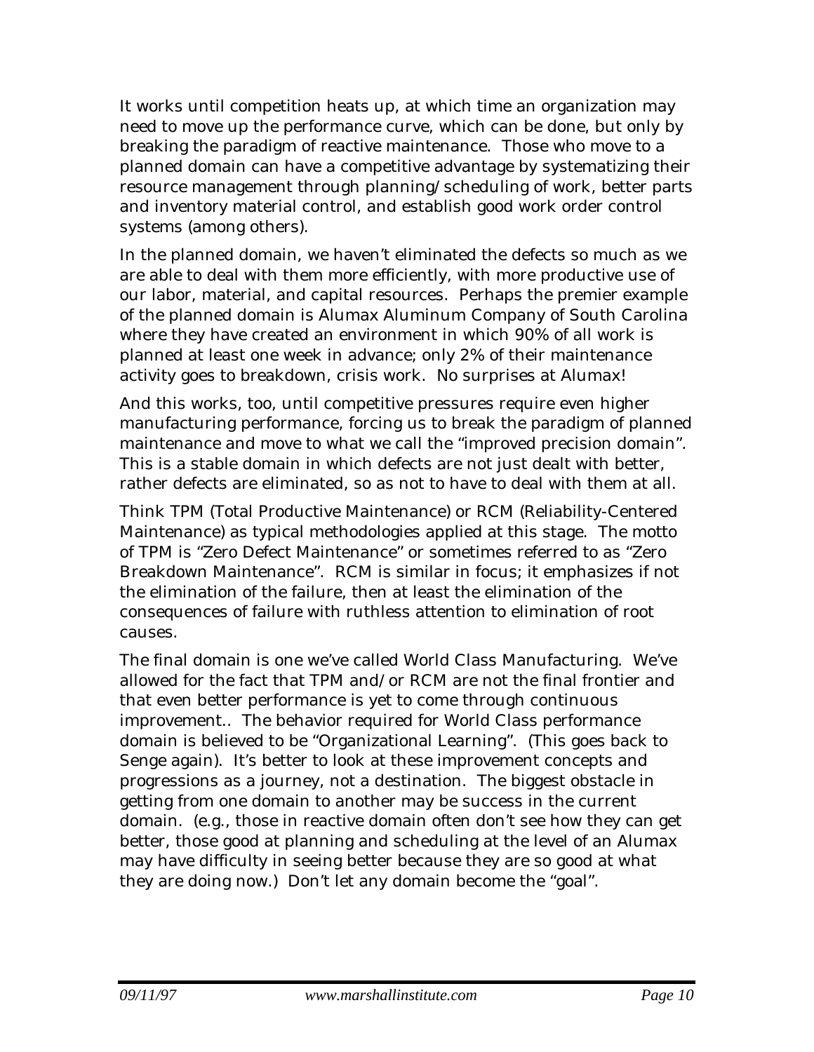It works until competition heats up, at which time an organization may need to move up the performance curve, which can be done, but only by breaking the paradigm of reactive maintenance. Those who move to a planned domain can have a competitive advantage by systematizing their resource management through planning/scheduling of work, better parts and inventory material control, and establish good work order control systems (among others).

In the planned domain, we haven't eliminated the defects so much as we are able to deal with them more efficiently, with more productive use of our labor, material, and capital resources. Perhaps the premier example of the planned domain is Alumax Aluminum Company of South Carolina where they have created an environment in which 90% of all work is planned at least one week in advance; only 2% of their maintenance activity goes to breakdown, crisis work. No surprises at Alumax!

And this works, too, until competitive pressures require even higher manufacturing performance, forcing us to break the paradigm of planned maintenance and move to what we call the "improved precision domain". This is a stable domain in which defects are not just dealt with better, rather defects are eliminated, so as not to have to deal with them at all.

Think TPM (Total Productive Maintenance) or RCM (Reliability-Centered Maintenance) as typical methodologies applied at this stage. The motto of TPM is "Zero Defect Maintenance" or sometimes referred to as "Zero Breakdown Maintenance". RCM is similar in focus; it emphasizes if not the elimination of the failure, then at least the elimination of the consequences of failure with ruthless attention to elimination of root causes.

The final domain is one we've called World Class Manufacturing. We've allowed for the fact that TPM and/or RCM are not the final frontier and that even better performance is yet to come through continuous improvement.. The behavior required for World Class performance domain is believed to be "Organizational Learning". (This goes back to Senge again). It's better to look at these improvement concepts and progressions as a journey, not a destination. The biggest obstacle in getting from one domain to another may be success in the current domain. (e.g., those in reactive domain often don't see how they can get better, those good at planning and scheduling at the level of an Alumax may have difficulty in seeing better because they are so good at what they are doing now.) Don't let any domain become the "goal".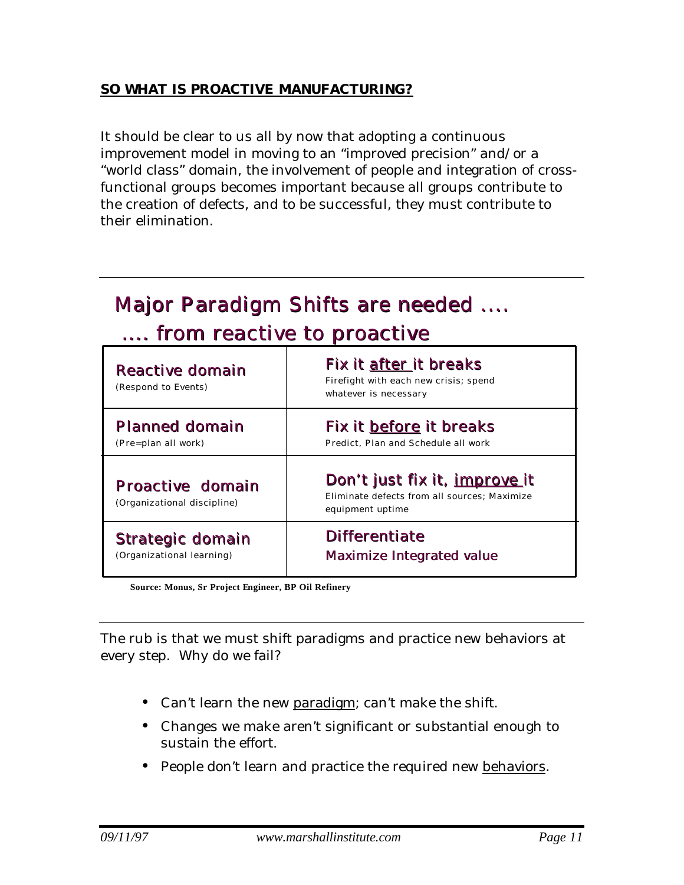**SO WHAT IS PROACTIVE MANUFACTURING?**

It should be clear to us all by now that adopting a continuous improvement model in moving to an "improved precision" and/or a "world class" domain, the involvement of people and integration of cross-functional groups becomes important because all groups contribute to the creation of defects, and to be successful, they must contribute to their elimination.

## Major Paradigm Shifts are needed ....
## .... from reactive to proactive

| Domain | Approach |
| --- | --- |
| **Reactive domain**<br>(Respond to Events) | **Fix it after it breaks**<br>Firefight with each new crisis; spend whatever is necessary |
| **Planned domain**<br>(Pre=plan all work) | **Fix it before it breaks**<br>Predict, Plan and Schedule all work |
| **Proactive domain**<br>(Organizational discipline) | **Don't just fix it, improve it**<br>Eliminate defects from all sources; Maximize equipment uptime |
| **Strategic domain**<br>(Organizational learning) | **Differentiate**<br>Maximize Integrated value |

**Source: Monus, Sr Project Engineer, BP Oil Refinery**

The rub is that we must shift paradigms and practice new behaviors at every step. Why do we fail?

- Can't learn the new paradigm; can't make the shift.
- Changes we make aren't significant or substantial enough to sustain the effort.
- People don't learn and practice the required new behaviors.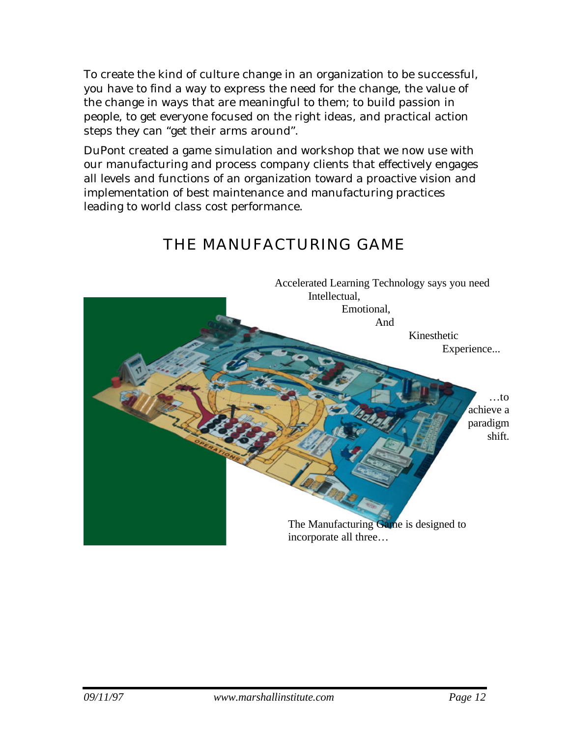To create the kind of culture change in an organization to be successful, you have to find a way to express the need for the change, the value of the change in ways that are meaningful to them; to build passion in people, to get everyone focused on the right ideas, and practical action steps they can "get their arms around".

DuPont created a game simulation and workshop that we now use with our manufacturing and process company clients that effectively engages all levels and functions of an organization toward a proactive vision and implementation of best maintenance and manufacturing practices leading to world class cost performance.

## THE MANUFACTURING GAME

Accelerated Learning Technology says you need Intellectual, Emotional, And Kinesthetic Experience...

…to achieve a paradigm shift.

The Manufacturing Game is designed to incorporate all three…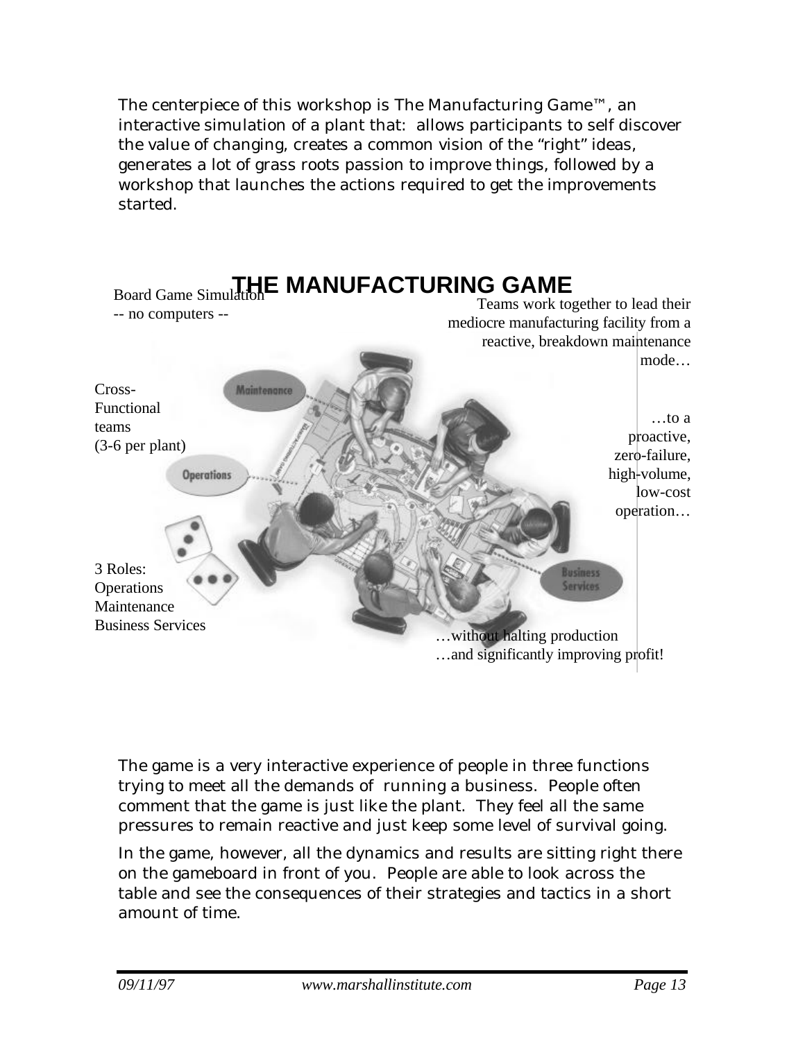The centerpiece of this workshop is The Manufacturing Game™, an interactive simulation of a plant that: allows participants to self discover the value of changing, creates a common vision of the "right" ideas, generates a lot of grass roots passion to improve things, followed by a workshop that launches the actions required to get the improvements started.

## THE MANUFACTURING GAME

Board Game Simulation
-- no computers --

Teams work together to lead their mediocre manufacturing facility from a reactive, breakdown maintenance mode…

Cross-Functional teams (3-6 per plant)

…to a proactive, zero-failure, high-volume, low-cost operation…

3 Roles:
Operations
Maintenance
Business Services

…without halting production
…and significantly improving profit!

The game is a very interactive experience of people in three functions trying to meet all the demands of running a business. People often comment that the game is just like the plant. They feel all the same pressures to remain reactive and just keep some level of survival going.

In the game, however, all the dynamics and results are sitting right there on the gameboard in front of you. People are able to look across the table and see the consequences of their strategies and tactics in a short amount of time.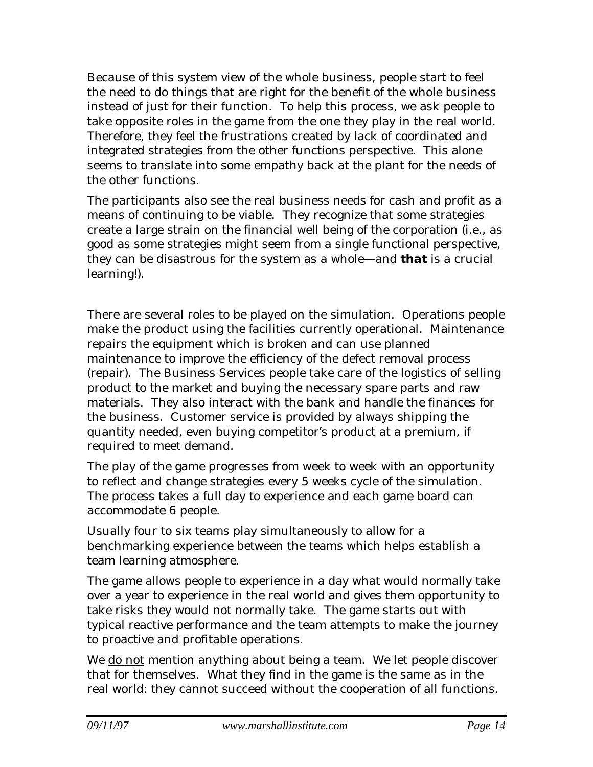Because of this system view of the whole business, people start to feel the need to do things that are right for the benefit of the whole business instead of just for their function. To help this process, we ask people to take opposite roles in the game from the one they play in the real world. Therefore, they feel the frustrations created by lack of coordinated and integrated strategies from the other functions perspective. This alone seems to translate into some empathy back at the plant for the needs of the other functions.

The participants also see the real business needs for cash and profit as a means of continuing to be viable. They recognize that some strategies create a large strain on the financial well being of the corporation (i.e., as good as some strategies might seem from a single functional perspective, they can be disastrous for the system as a whole—and **that** is a crucial learning!).

There are several roles to be played on the simulation. Operations people make the product using the facilities currently operational. Maintenance repairs the equipment which is broken and can use planned maintenance to improve the efficiency of the defect removal process (repair). The Business Services people take care of the logistics of selling product to the market and buying the necessary spare parts and raw materials. They also interact with the bank and handle the finances for the business. Customer service is provided by always shipping the quantity needed, even buying competitor's product at a premium, if required to meet demand.

The play of the game progresses from week to week with an opportunity to reflect and change strategies every 5 weeks cycle of the simulation. The process takes a full day to experience and each game board can accommodate 6 people.

Usually four to six teams play simultaneously to allow for a benchmarking experience between the teams which helps establish a team learning atmosphere.

The game allows people to experience in a day what would normally take over a year to experience in the real world and gives them opportunity to take risks they would not normally take. The game starts out with typical reactive performance and the team attempts to make the journey to proactive and profitable operations.

We <u>do not</u> mention anything about being a team. We let people discover that for themselves. What they find in the game is the same as in the real world: they cannot succeed without the cooperation of all functions.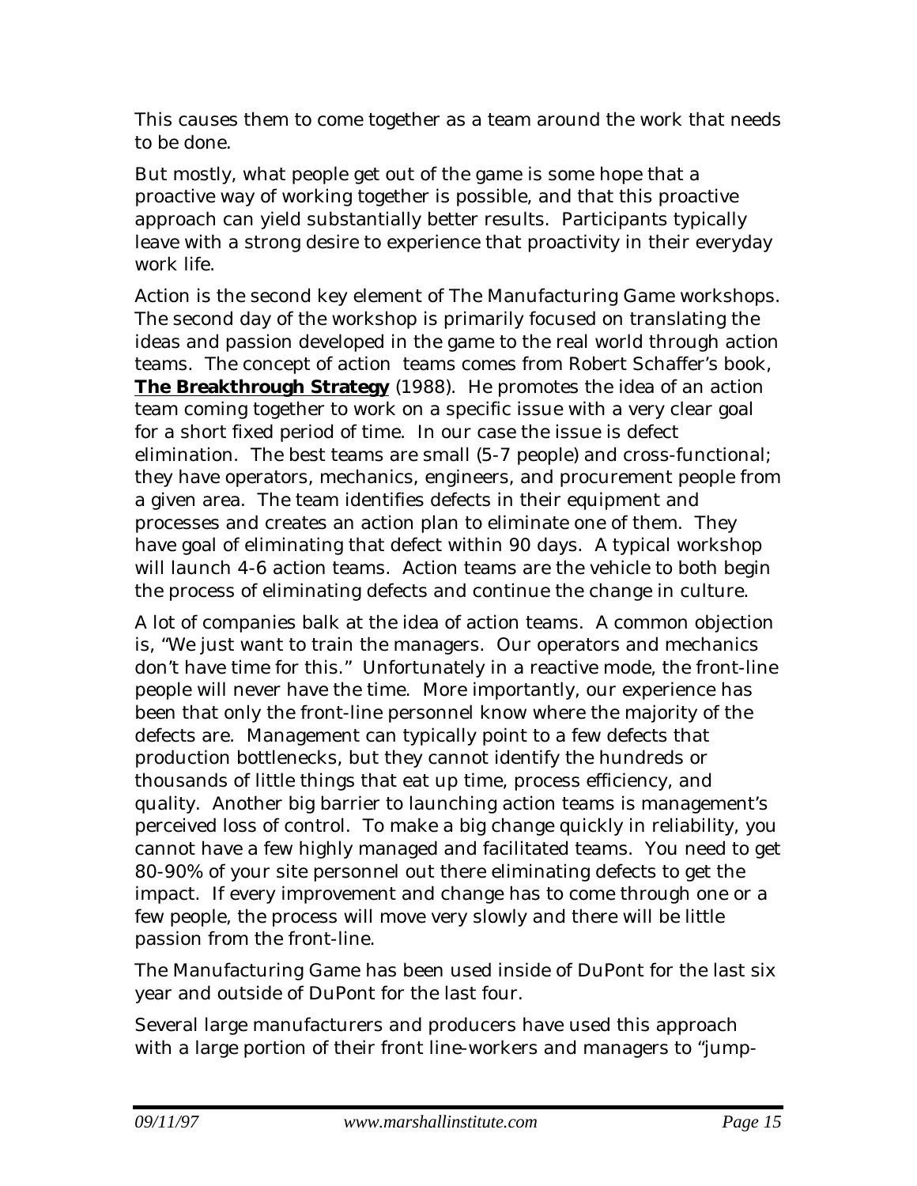This causes them to come together as a team around the work that needs to be done.

But mostly, what people get out of the game is some hope that a proactive way of working together is possible, and that this proactive approach can yield substantially better results. Participants typically leave with a strong desire to experience that proactivity in their everyday work life.

Action is the second key element of The Manufacturing Game workshops. The second day of the workshop is primarily focused on translating the ideas and passion developed in the game to the real world through action teams. The concept of action teams comes from Robert Schaffer's book, **The Breakthrough Strategy** (1988). He promotes the idea of an action team coming together to work on a specific issue with a very clear goal for a short fixed period of time. In our case the issue is defect elimination. The best teams are small (5-7 people) and cross-functional; they have operators, mechanics, engineers, and procurement people from a given area. The team identifies defects in their equipment and processes and creates an action plan to eliminate one of them. They have goal of eliminating that defect within 90 days. A typical workshop will launch 4-6 action teams. Action teams are the vehicle to both begin the process of eliminating defects and continue the change in culture.

A lot of companies balk at the idea of action teams. A common objection is, "We just want to train the managers. Our operators and mechanics don't have time for this." Unfortunately in a reactive mode, the front-line people will never have the time. More importantly, our experience has been that only the front-line personnel know where the majority of the defects are. Management can typically point to a few defects that production bottlenecks, but they cannot identify the hundreds or thousands of little things that eat up time, process efficiency, and quality. Another big barrier to launching action teams is management's perceived loss of control. To make a big change quickly in reliability, you cannot have a few highly managed and facilitated teams. You need to get 80-90% of your site personnel out there eliminating defects to get the impact. If every improvement and change has to come through one or a few people, the process will move very slowly and there will be little passion from the front-line.

The Manufacturing Game has been used inside of DuPont for the last six year and outside of DuPont for the last four.

Several large manufacturers and producers have used this approach with a large portion of their front line-workers and managers to "jump-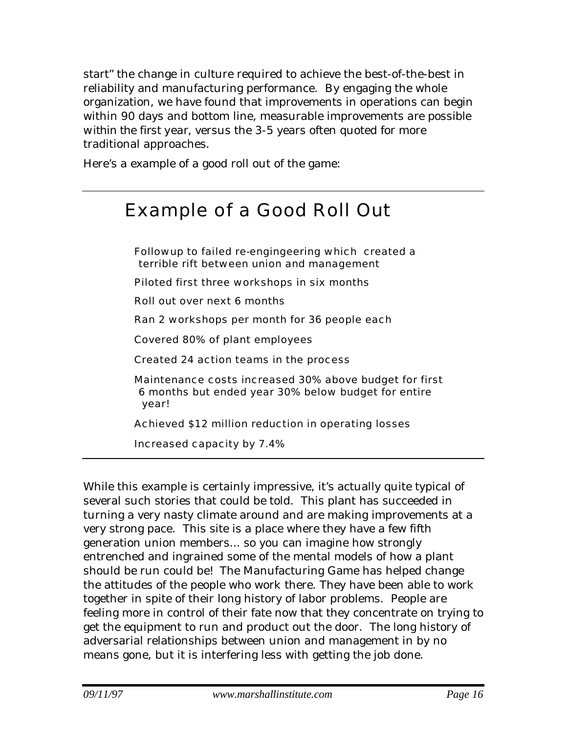start" the change in culture required to achieve the best-of-the-best in reliability and manufacturing performance. By engaging the whole organization, we have found that improvements in operations can begin within 90 days and bottom line, measurable improvements are possible within the first year, versus the 3-5 years often quoted for more traditional approaches.

Here's a example of a good roll out of the game:

---

## Example of a Good Roll Out

- Followup to failed re-engingeering which created a terrible rift between union and management
- Piloted first three workshops in six months
- Roll out over next 6 months
- Ran 2 workshops per month for 36 people each
- Covered 80% of plant employees
- Created 24 action teams in the process
- Maintenance costs increased 30% above budget for first 6 months but ended year 30% below budget for entire year!
- Achieved $12 million reduction in operating losses
- Increased capacity by 7.4%

---

While this example is certainly impressive, it's actually quite typical of several such stories that could be told. This plant has succeeded in turning a very nasty climate around and are making improvements at a very strong pace. This site is a place where they have a few fifth generation union members… so you can imagine how strongly entrenched and ingrained some of the mental models of how a plant should be run could be! The Manufacturing Game has helped change the attitudes of the people who work there. They have been able to work together in spite of their long history of labor problems. People are feeling more in control of their fate now that they concentrate on trying to get the equipment to run and product out the door. The long history of adversarial relationships between union and management in by no means gone, but it is interfering less with getting the job done.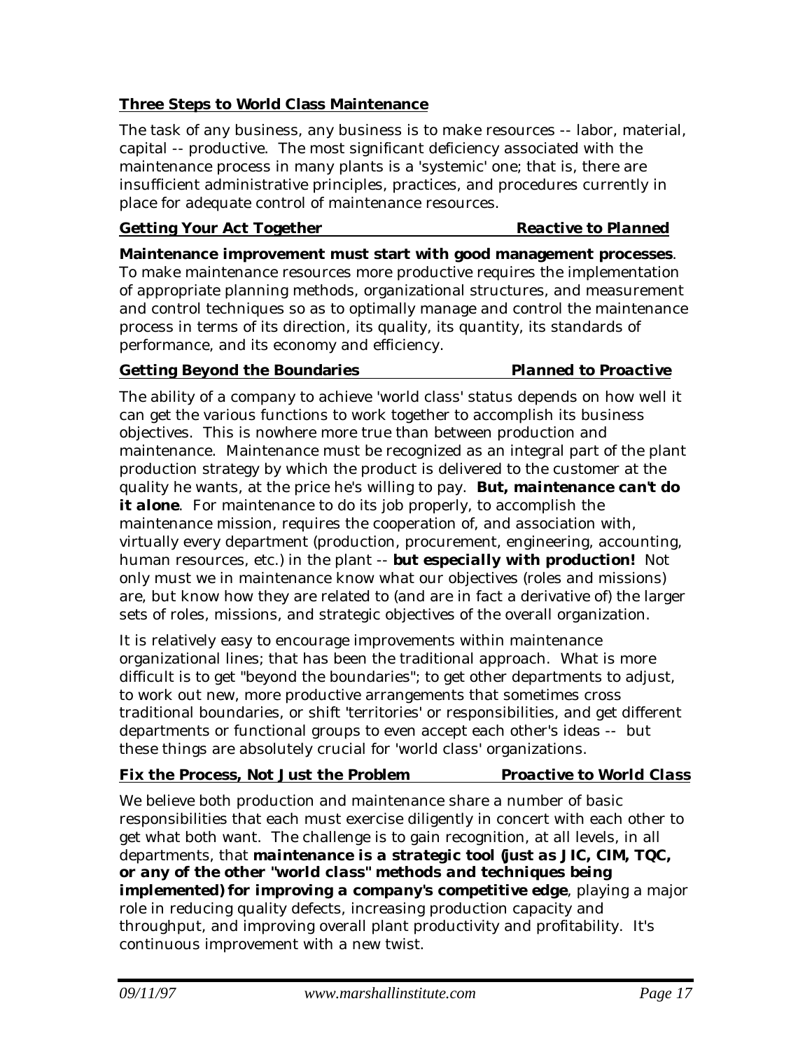## Three Steps to World Class Maintenance

The task of any business, any business is to make resources -- labor, material, capital -- productive. The most significant deficiency associated with the maintenance process in many plants is a 'systemic' one; that is, there are insufficient administrative principles, practices, and procedures currently in place for adequate control of maintenance resources.

### Getting Your Act Together — *Reactive to Planned*

**Maintenance improvement must start with good management processes**. To make maintenance resources more productive requires the implementation of appropriate planning methods, organizational structures, and measurement and control techniques so as to optimally manage and control the maintenance process in terms of its direction, its quality, its quantity, its standards of performance, and its economy and efficiency.

### Getting Beyond the Boundaries — *Planned to Proactive*

The ability of a company to achieve 'world class' status depends on how well it can get the various functions to work together to accomplish its business objectives. This is nowhere more true than between production and maintenance. Maintenance must be recognized as an integral part of the plant production strategy by which the product is delivered to the customer at the quality he wants, at the price he's willing to pay. ***But, maintenance can't do it alone***. For maintenance to do its job properly, to accomplish the maintenance mission, requires the cooperation of, and association with, virtually every department (production, procurement, engineering, accounting, human resources, etc.) in the plant -- ***but especially with production!*** Not only must we in maintenance know what our objectives (roles and missions) are, but know how they are related to (and are in fact a derivative of) the larger sets of roles, missions, and strategic objectives of the overall organization.

It is relatively easy to encourage improvements within maintenance organizational lines; that has been the traditional approach. What is more difficult is to get "beyond the boundaries"; to get other departments to adjust, to work out new, more productive arrangements that sometimes cross traditional boundaries, or shift 'territories' or responsibilities, and get different departments or functional groups to even accept each other's ideas -- but these things are absolutely crucial for 'world class' organizations.

### Fix the Process, Not Just the Problem — *Proactive to World Class*

We believe both production and maintenance share a number of basic responsibilities that each must exercise diligently in concert with each other to get what both want. The challenge is to gain recognition, at all levels, in all departments, that ***maintenance is a strategic tool (just as JIC, CIM, TQC, or any of the other "world class" methods and techniques being implemented) for improving a company's competitive edge***, playing a major role in reducing quality defects, increasing production capacity and throughput, and improving overall plant productivity and profitability. It's continuous improvement with a new twist.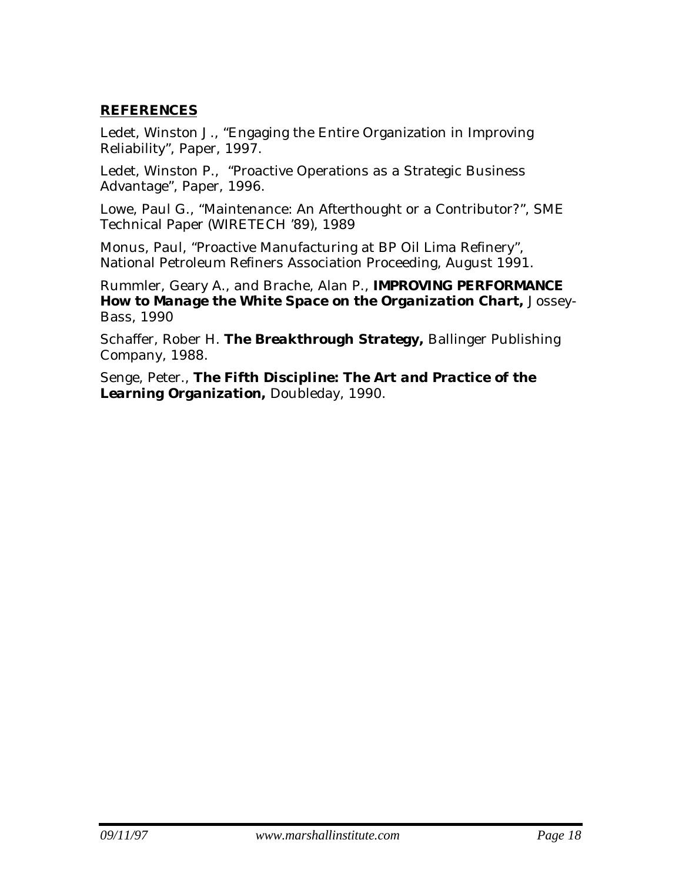## REFERENCES

Ledet, Winston J., "Engaging the Entire Organization in Improving Reliability", Paper, 1997.

Ledet, Winston P., "Proactive Operations as a Strategic Business Advantage", Paper, 1996.

Lowe, Paul G., "Maintenance: An Afterthought or a Contributor?", SME Technical Paper (WIRETECH '89), 1989

Monus, Paul, "Proactive Manufacturing at BP Oil Lima Refinery", National Petroleum Refiners Association Proceeding, August 1991.

Rummler, Geary A., and Brache, Alan P., **IMPROVING PERFORMANCE How to Manage the White Space on the Organization Chart,** Jossey-Bass, 1990

Schaffer, Rober H. **The Breakthrough Strategy,** Ballinger Publishing Company, 1988.

Senge, Peter., **The Fifth Discipline: The Art and Practice of the Learning Organization,** Doubleday, 1990.